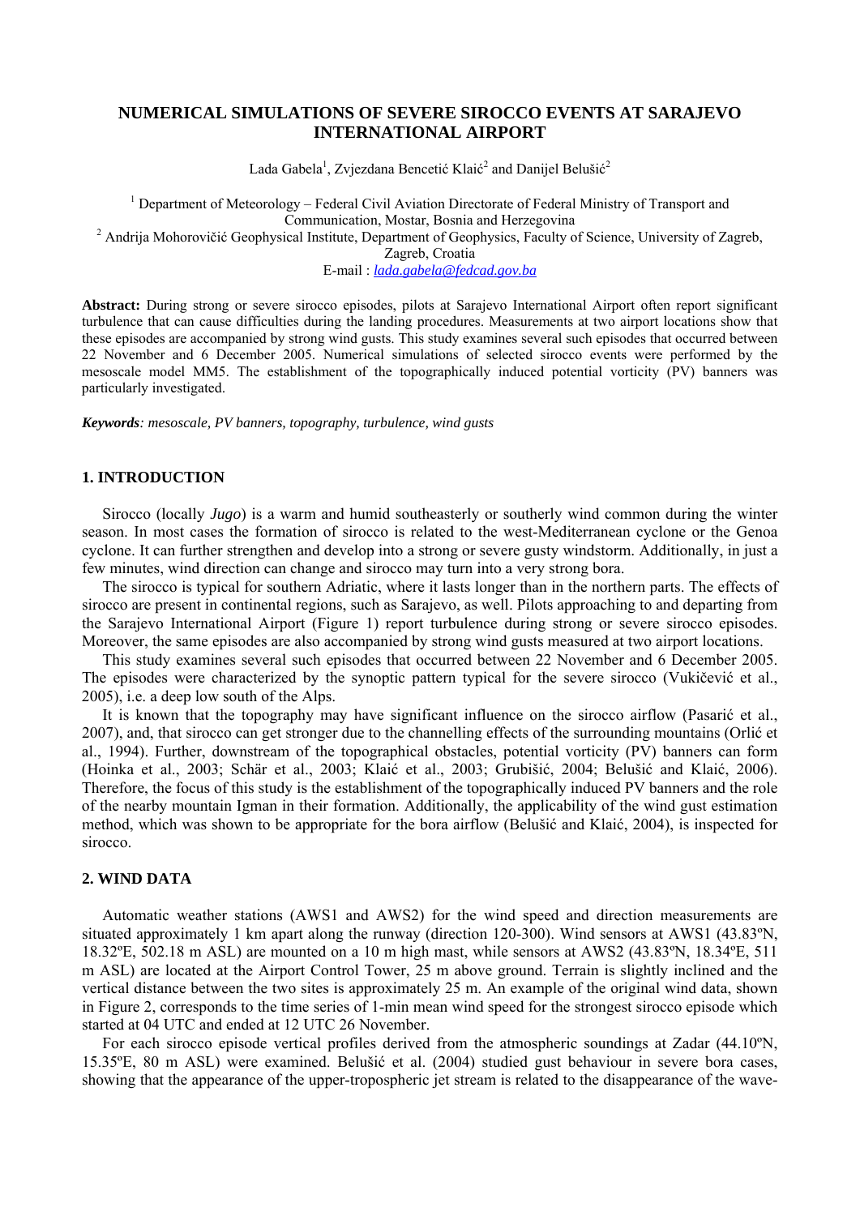# NUMERICAL SIMULATIONS OF SEVERE SIROCCO EVENTS AT SARAJEVO INTERNATIONAL AIRPORT

Lada Gabela[1], Zvjezdana Bencetić Klaić[2] and Danijel Belušić[2]

[1] Department of Meteorology – Federal Civil Aviation Directorate of Federal Ministry of Transport and Communication, Mostar, Bosnia and Herzegovina

[2] Andrija Mohorovičić Geophysical Institute, Department of Geophysics, Faculty of Science, University of Zagreb, Zagreb, Croatia

E-mail : *lada.gabela@fedcad.gov.ba*

**Abstract:** During strong or severe sirocco episodes, pilots at Sarajevo International Airport often report significant turbulence that can cause difficulties during the landing procedures. Measurements at two airport locations show that these episodes are accompanied by strong wind gusts. This study examines several such episodes that occurred between 22 November and 6 December 2005. Numerical simulations of selected sirocco events were performed by the mesoscale model MM5. The establishment of the topographically induced potential vorticity (PV) banners was particularly investigated.

***Keywords**: mesoscale, PV banners, topography, turbulence, wind gusts*

## 1. INTRODUCTION

Sirocco (locally *Jugo*) is a warm and humid southeasterly or southerly wind common during the winter season. In most cases the formation of sirocco is related to the west-Mediterranean cyclone or the Genoa cyclone. It can further strengthen and develop into a strong or severe gusty windstorm. Additionally, in just a few minutes, wind direction can change and sirocco may turn into a very strong bora.

The sirocco is typical for southern Adriatic, where it lasts longer than in the northern parts. The effects of sirocco are present in continental regions, such as Sarajevo, as well. Pilots approaching to and departing from the Sarajevo International Airport (Figure 1) report turbulence during strong or severe sirocco episodes. Moreover, the same episodes are also accompanied by strong wind gusts measured at two airport locations.

This study examines several such episodes that occurred between 22 November and 6 December 2005. The episodes were characterized by the synoptic pattern typical for the severe sirocco (Vukičević et al., 2005), i.e. a deep low south of the Alps.

It is known that the topography may have significant influence on the sirocco airflow (Pasarić et al., 2007), and, that sirocco can get stronger due to the channelling effects of the surrounding mountains (Orlić et al., 1994). Further, downstream of the topographical obstacles, potential vorticity (PV) banners can form (Hoinka et al., 2003; Schär et al., 2003; Klaić et al., 2003; Grubišić, 2004; Belušić and Klaić, 2006). Therefore, the focus of this study is the establishment of the topographically induced PV banners and the role of the nearby mountain Igman in their formation. Additionally, the applicability of the wind gust estimation method, which was shown to be appropriate for the bora airflow (Belušić and Klaić, 2004), is inspected for sirocco.

## 2. WIND DATA

Automatic weather stations (AWS1 and AWS2) for the wind speed and direction measurements are situated approximately 1 km apart along the runway (direction 120-300). Wind sensors at AWS1 (43.83ºN, 18.32ºE, 502.18 m ASL) are mounted on a 10 m high mast, while sensors at AWS2 (43.83ºN, 18.34ºE, 511 m ASL) are located at the Airport Control Tower, 25 m above ground. Terrain is slightly inclined and the vertical distance between the two sites is approximately 25 m. An example of the original wind data, shown in Figure 2, corresponds to the time series of 1-min mean wind speed for the strongest sirocco episode which started at 04 UTC and ended at 12 UTC 26 November.

For each sirocco episode vertical profiles derived from the atmospheric soundings at Zadar (44.10ºN, 15.35ºE, 80 m ASL) were examined. Belušić et al. (2004) studied gust behaviour in severe bora cases, showing that the appearance of the upper-tropospheric jet stream is related to the disappearance of the wave-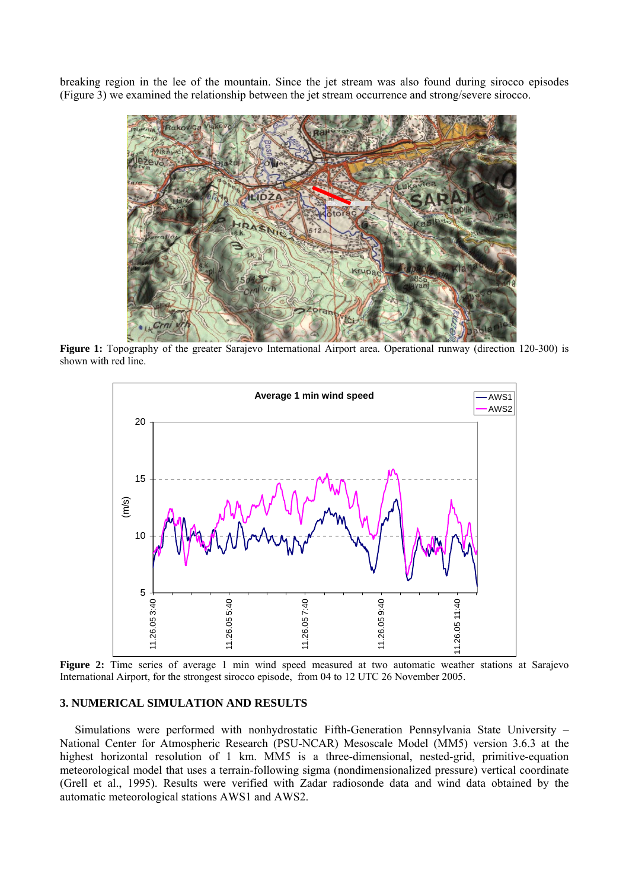breaking region in the lee of the mountain. Since the jet stream was also found during sirocco episodes (Figure 3) we examined the relationship between the jet stream occurrence and strong/severe sirocco.

**Figure 1:** Topography of the greater Sarajevo International Airport area. Operational runway (direction 120-300) is shown with red line.

**Figure 2:** Time series of average 1 min wind speed measured at two automatic weather stations at Sarajevo International Airport, for the strongest sirocco episode, from 04 to 12 UTC 26 November 2005.

## 3. NUMERICAL SIMULATION AND RESULTS

Simulations were performed with nonhydrostatic Fifth-Generation Pennsylvania State University – National Center for Atmospheric Research (PSU-NCAR) Mesoscale Model (MM5) version 3.6.3 at the highest horizontal resolution of 1 km. MM5 is a three-dimensional, nested-grid, primitive-equation meteorological model that uses a terrain-following sigma (nondimensionalized pressure) vertical coordinate (Grell et al., 1995). Results were verified with Zadar radiosonde data and wind data obtained by the automatic meteorological stations AWS1 and AWS2.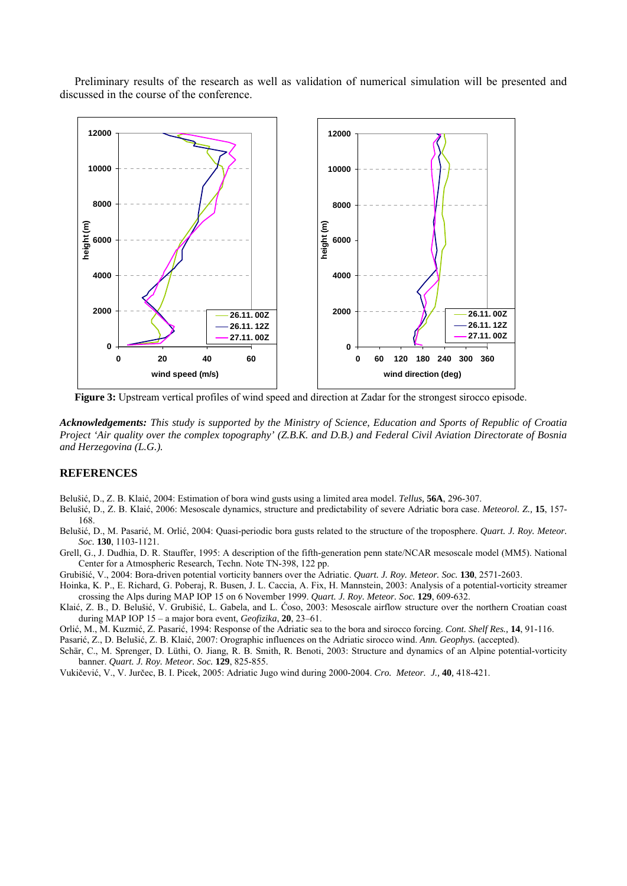Preliminary results of the research as well as validation of numerical simulation will be presented and discussed in the course of the conference.

12000
10000
8000
6000
4000
2000
0
height (m)
0
20
40
60
wind speed (m/s)
26.11. 00Z
26.11. 12Z
27.11. 00Z

12000
10000
8000
6000
4000
2000
0
height (m)
0
60
120
180
240
300
360
wind direction (deg)
26.11. 00Z
26.11. 12Z
27.11. 00Z

**Figure 3:** Upstream vertical profiles of wind speed and direction at Zadar for the strongest sirocco episode.

***Acknowledgements:*** *This study is supported by the Ministry of Science, Education and Sports of Republic of Croatia Project 'Air quality over the complex topography' (Z.B.K. and D.B.) and Federal Civil Aviation Directorate of Bosnia and Herzegovina (L.G.).*

## REFERENCES

Belušić, D., Z. B. Klaić, 2004: Estimation of bora wind gusts using a limited area model. *Tellus*, **56A**, 296-307.

Belušić, D., Z. B. Klaić, 2006: Mesoscale dynamics, structure and predictability of severe Adriatic bora case. *Meteorol. Z.*, **15**, 157-168.

Belušić, D., M. Pasarić, M. Orlić, 2004: Quasi-periodic bora gusts related to the structure of the troposphere. *Quart. J. Roy. Meteor. Soc.* **130**, 1103-1121.

Grell, G., J. Dudhia, D. R. Stauffer, 1995: A description of the fifth-generation penn state/NCAR mesoscale model (MM5). National Center for a Atmospheric Research, Techn. Note TN-398, 122 pp.

Grubišić, V., 2004: Bora-driven potential vorticity banners over the Adriatic. *Quart. J. Roy. Meteor. Soc.* **130**, 2571-2603.

Hoinka, K. P., E. Richard, G. Poberaj, R. Busen, J. L. Caccia, A. Fix, H. Mannstein, 2003: Analysis of a potential-vorticity streamer crossing the Alps during MAP IOP 15 on 6 November 1999. *Quart. J. Roy. Meteor. Soc.* **129**, 609-632.

Klaić, Z. B., D. Belušić, V. Grubišić, L. Gabela, and L. Ćoso, 2003: Mesoscale airflow structure over the northern Croatian coast during MAP IOP 15 – a major bora event, *Geofizika*, **20**, 23–61.

Orlić, M., M. Kuzmić, Z. Pasarić, 1994: Response of the Adriatic sea to the bora and sirocco forcing. *Cont. Shelf Res.*, **14**, 91-116.

Pasarić, Z., D. Belušić, Z. B. Klaić, 2007: Orographic influences on the Adriatic sirocco wind. *Ann. Geophys.* (accepted).

Schär, C., M. Sprenger, D. Lüthi, O. Jiang, R. B. Smith, R. Benoti, 2003: Structure and dynamics of an Alpine potential-vorticity banner. *Quart. J. Roy. Meteor. Soc.* **129**, 825-855.

Vukičević, V., V. Jurčec, B. I. Picek, 2005: Adriatic Jugo wind during 2000-2004. *Cro. Meteor. J.*, **40**, 418-421.